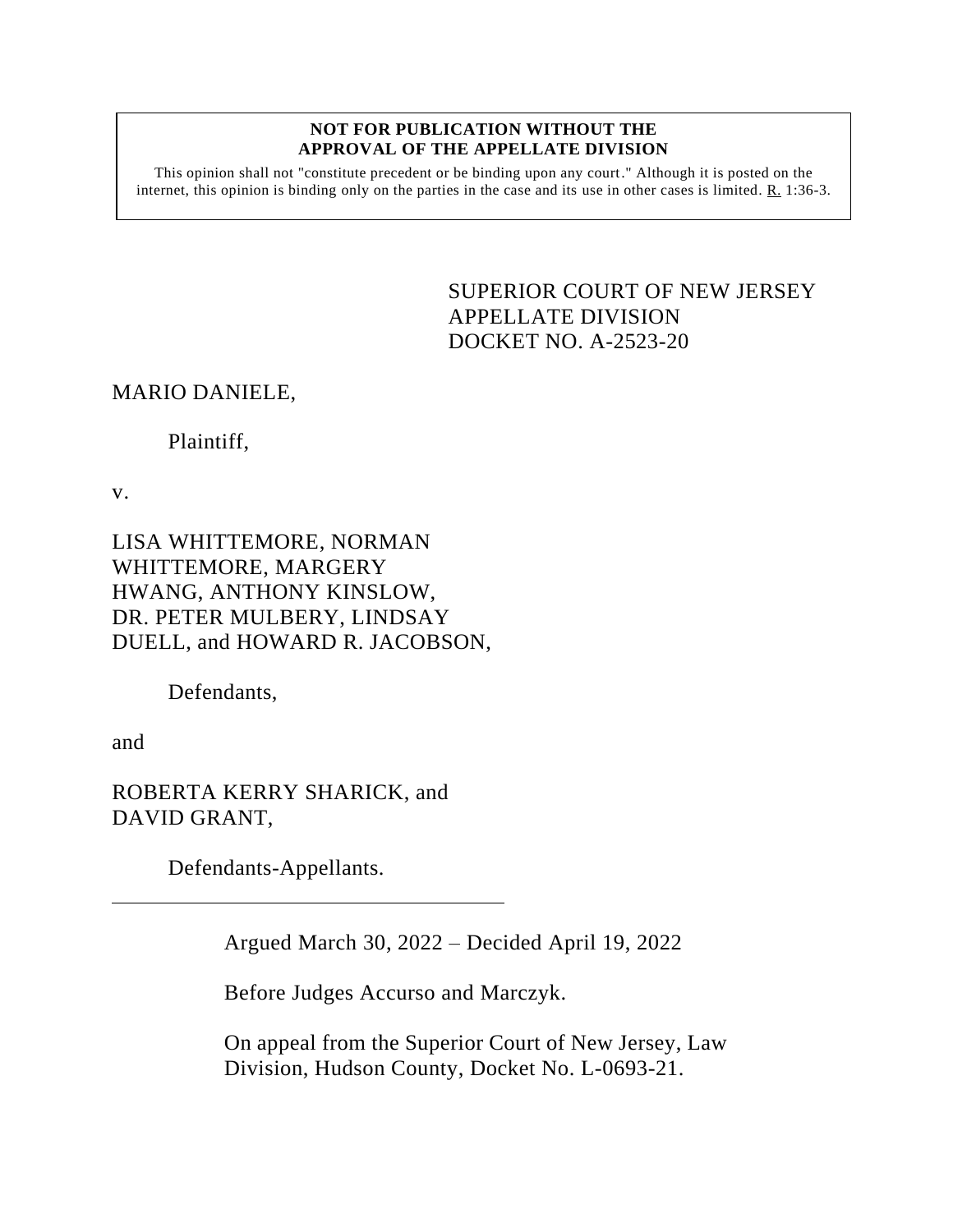**NOT FOR PUBLICATION WITHOUT THE APPROVAL OF THE APPELLATE DIVISION**

This opinion shall not "constitute precedent or be binding upon any court." Although it is posted on the internet, this opinion is binding only on the parties in the case and its use in other cases is limited. R. 1:36-3.

SUPERIOR COURT OF NEW JERSEY
APPELLATE DIVISION
DOCKET NO. A-2523-20

MARIO DANIELE,

Plaintiff,

v.

LISA WHITTEMORE, NORMAN WHITTEMORE, MARGERY HWANG, ANTHONY KINSLOW, DR. PETER MULBERY, LINDSAY DUELL, and HOWARD R. JACOBSON,

Defendants,

and

ROBERTA KERRY SHARICK, and DAVID GRANT,

Defendants-Appellants.

---

Argued March 30, 2022 – Decided April 19, 2022

Before Judges Accurso and Marczyk.

On appeal from the Superior Court of New Jersey, Law Division, Hudson County, Docket No. L-0693-21.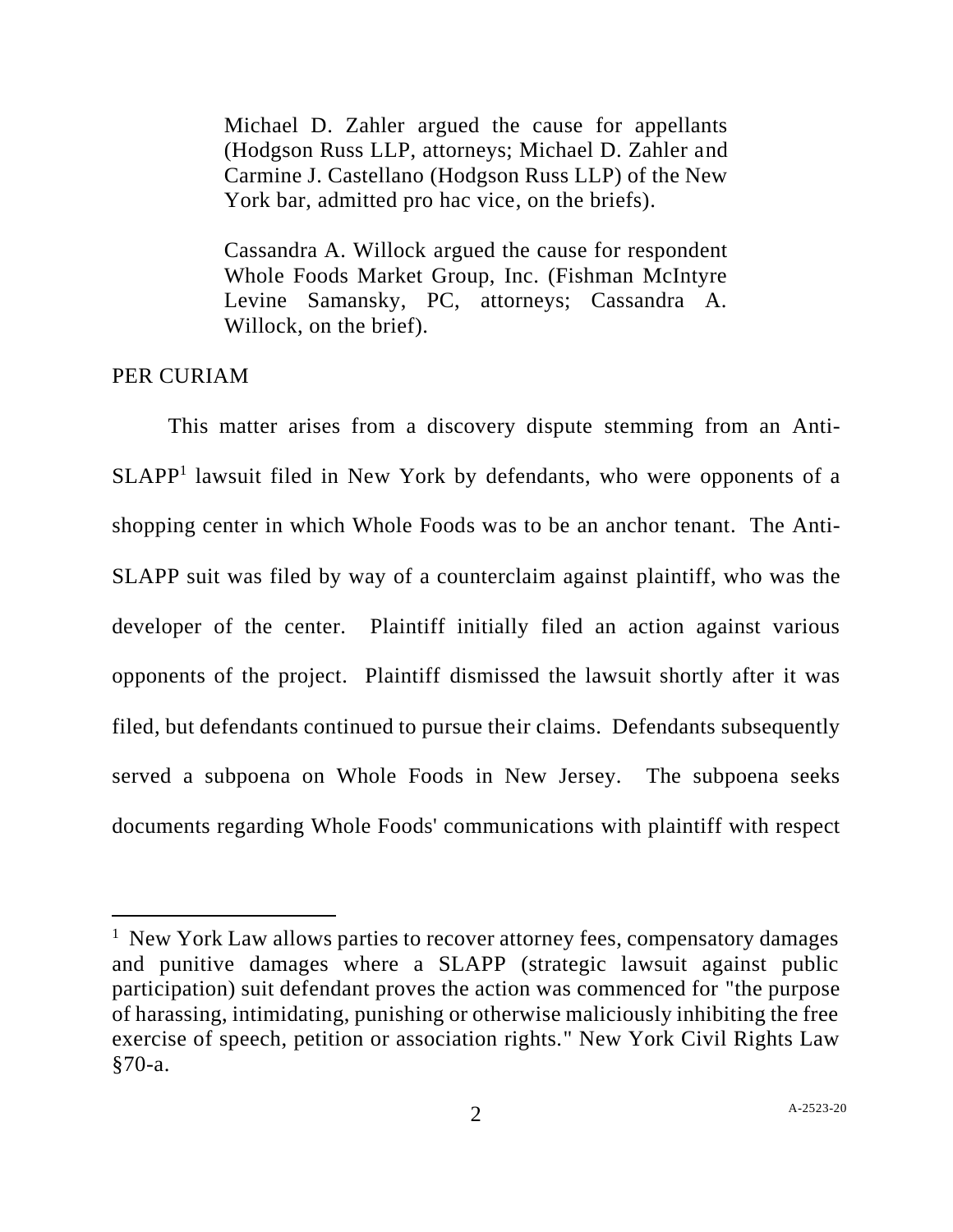Michael D. Zahler argued the cause for appellants (Hodgson Russ LLP, attorneys; Michael D. Zahler and Carmine J. Castellano (Hodgson Russ LLP) of the New York bar, admitted pro hac vice, on the briefs).

Cassandra A. Willock argued the cause for respondent Whole Foods Market Group, Inc. (Fishman McIntyre Levine Samansky, PC, attorneys; Cassandra A. Willock, on the brief).

PER CURIAM

This matter arises from a discovery dispute stemming from an Anti-SLAPP[1] lawsuit filed in New York by defendants, who were opponents of a shopping center in which Whole Foods was to be an anchor tenant. The Anti-SLAPP suit was filed by way of a counterclaim against plaintiff, who was the developer of the center. Plaintiff initially filed an action against various opponents of the project. Plaintiff dismissed the lawsuit shortly after it was filed, but defendants continued to pursue their claims. Defendants subsequently served a subpoena on Whole Foods in New Jersey. The subpoena seeks documents regarding Whole Foods' communications with plaintiff with respect

---

[1] New York Law allows parties to recover attorney fees, compensatory damages and punitive damages where a SLAPP (strategic lawsuit against public participation) suit defendant proves the action was commenced for "the purpose of harassing, intimidating, punishing or otherwise maliciously inhibiting the free exercise of speech, petition or association rights." New York Civil Rights Law §70-a.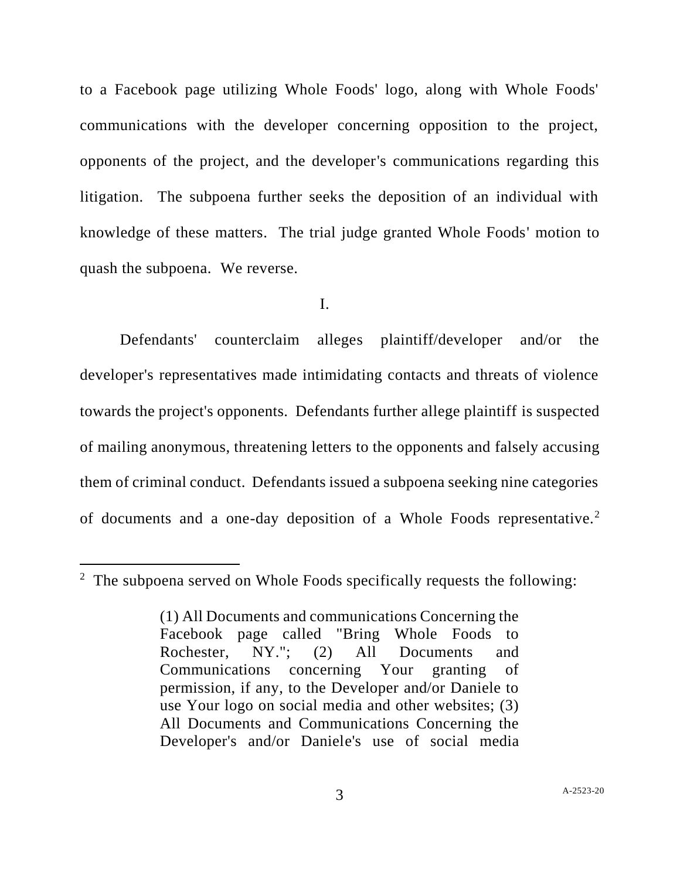to a Facebook page utilizing Whole Foods' logo, along with Whole Foods' communications with the developer concerning opposition to the project, opponents of the project, and the developer's communications regarding this litigation. The subpoena further seeks the deposition of an individual with knowledge of these matters. The trial judge granted Whole Foods' motion to quash the subpoena. We reverse.

I.

Defendants' counterclaim alleges plaintiff/developer and/or the developer's representatives made intimidating contacts and threats of violence towards the project's opponents. Defendants further allege plaintiff is suspected of mailing anonymous, threatening letters to the opponents and falsely accusing them of criminal conduct. Defendants issued a subpoena seeking nine categories of documents and a one-day deposition of a Whole Foods representative.[2]

---

[2] The subpoena served on Whole Foods specifically requests the following:

> (1) All Documents and communications Concerning the Facebook page called "Bring Whole Foods to Rochester, NY."; (2) All Documents and Communications concerning Your granting of permission, if any, to the Developer and/or Daniele to use Your logo on social media and other websites; (3) All Documents and Communications Concerning the Developer's and/or Daniele's use of social media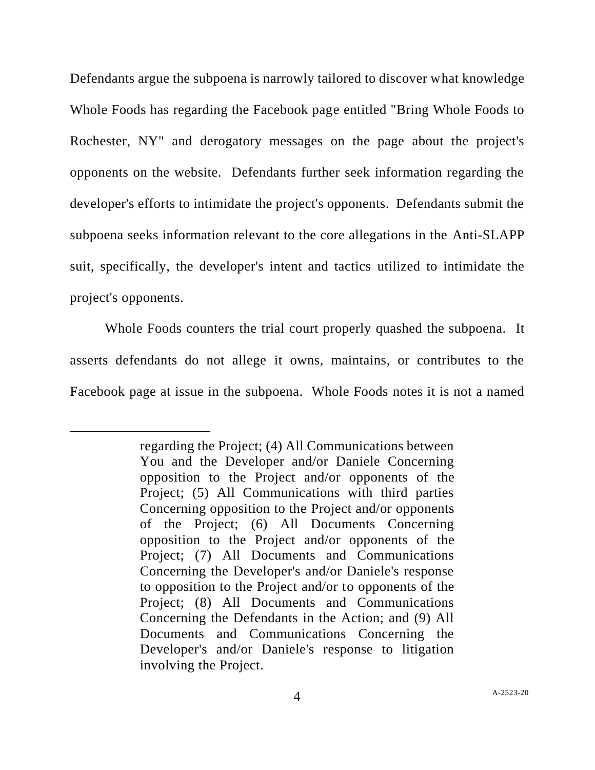Defendants argue the subpoena is narrowly tailored to discover what knowledge Whole Foods has regarding the Facebook page entitled "Bring Whole Foods to Rochester, NY" and derogatory messages on the page about the project's opponents on the website. Defendants further seek information regarding the developer's efforts to intimidate the project's opponents. Defendants submit the subpoena seeks information relevant to the core allegations in the Anti-SLAPP suit, specifically, the developer's intent and tactics utilized to intimidate the project's opponents.

Whole Foods counters the trial court properly quashed the subpoena. It asserts defendants do not allege it owns, maintains, or contributes to the Facebook page at issue in the subpoena. Whole Foods notes it is not a named

---

> regarding the Project; (4) All Communications between You and the Developer and/or Daniele Concerning opposition to the Project and/or opponents of the Project; (5) All Communications with third parties Concerning opposition to the Project and/or opponents of the Project; (6) All Documents Concerning opposition to the Project and/or opponents of the Project; (7) All Documents and Communications Concerning the Developer's and/or Daniele's response to opposition to the Project and/or to opponents of the Project; (8) All Documents and Communications Concerning the Defendants in the Action; and (9) All Documents and Communications Concerning the Developer's and/or Daniele's response to litigation involving the Project.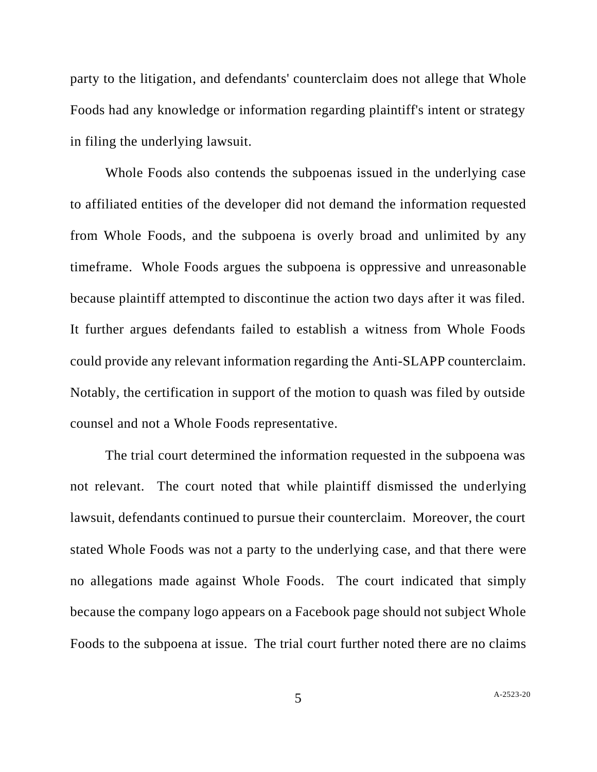party to the litigation, and defendants' counterclaim does not allege that Whole Foods had any knowledge or information regarding plaintiff's intent or strategy in filing the underlying lawsuit.

Whole Foods also contends the subpoenas issued in the underlying case to affiliated entities of the developer did not demand the information requested from Whole Foods, and the subpoena is overly broad and unlimited by any timeframe. Whole Foods argues the subpoena is oppressive and unreasonable because plaintiff attempted to discontinue the action two days after it was filed. It further argues defendants failed to establish a witness from Whole Foods could provide any relevant information regarding the Anti-SLAPP counterclaim. Notably, the certification in support of the motion to quash was filed by outside counsel and not a Whole Foods representative.

The trial court determined the information requested in the subpoena was not relevant. The court noted that while plaintiff dismissed the underlying lawsuit, defendants continued to pursue their counterclaim. Moreover, the court stated Whole Foods was not a party to the underlying case, and that there were no allegations made against Whole Foods. The court indicated that simply because the company logo appears on a Facebook page should not subject Whole Foods to the subpoena at issue. The trial court further noted there are no claims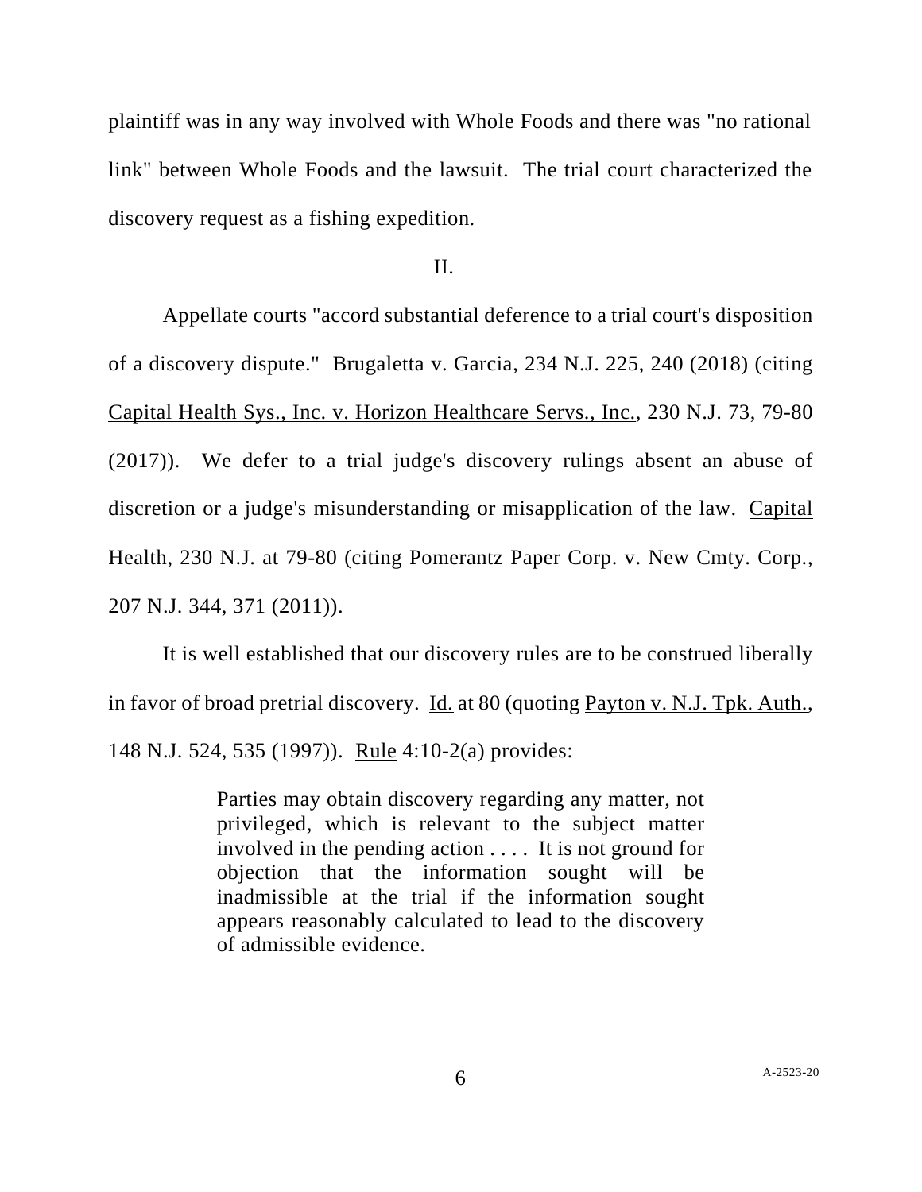plaintiff was in any way involved with Whole Foods and there was "no rational link" between Whole Foods and the lawsuit. The trial court characterized the discovery request as a fishing expedition.

## II.

Appellate courts "accord substantial deference to a trial court's disposition of a discovery dispute." Brugaletta v. Garcia, 234 N.J. 225, 240 (2018) (citing Capital Health Sys., Inc. v. Horizon Healthcare Servs., Inc., 230 N.J. 73, 79-80 (2017)). We defer to a trial judge's discovery rulings absent an abuse of discretion or a judge's misunderstanding or misapplication of the law. Capital Health, 230 N.J. at 79-80 (citing Pomerantz Paper Corp. v. New Cmty. Corp., 207 N.J. 344, 371 (2011)).

It is well established that our discovery rules are to be construed liberally in favor of broad pretrial discovery. Id. at 80 (quoting Payton v. N.J. Tpk. Auth., 148 N.J. 524, 535 (1997)). Rule 4:10-2(a) provides:

> Parties may obtain discovery regarding any matter, not privileged, which is relevant to the subject matter involved in the pending action . . . . It is not ground for objection that the information sought will be inadmissible at the trial if the information sought appears reasonably calculated to lead to the discovery of admissible evidence.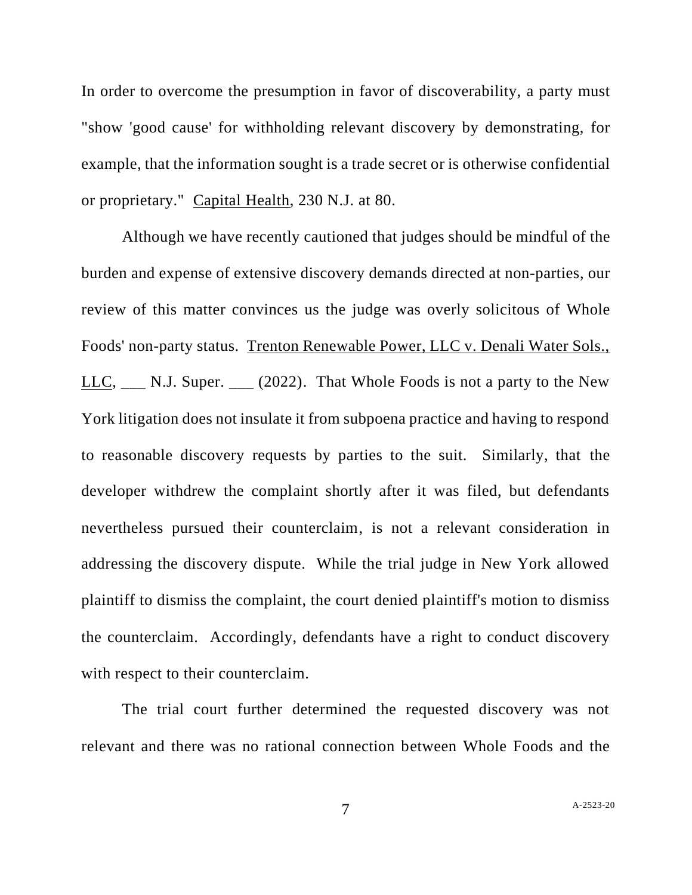In order to overcome the presumption in favor of discoverability, a party must "show 'good cause' for withholding relevant discovery by demonstrating, for example, that the information sought is a trade secret or is otherwise confidential or proprietary." Capital Health, 230 N.J. at 80.

Although we have recently cautioned that judges should be mindful of the burden and expense of extensive discovery demands directed at non-parties, our review of this matter convinces us the judge was overly solicitous of Whole Foods' non-party status. Trenton Renewable Power, LLC v. Denali Water Sols., LLC, ___ N.J. Super. ___ (2022). That Whole Foods is not a party to the New York litigation does not insulate it from subpoena practice and having to respond to reasonable discovery requests by parties to the suit. Similarly, that the developer withdrew the complaint shortly after it was filed, but defendants nevertheless pursued their counterclaim, is not a relevant consideration in addressing the discovery dispute. While the trial judge in New York allowed plaintiff to dismiss the complaint, the court denied plaintiff's motion to dismiss the counterclaim. Accordingly, defendants have a right to conduct discovery with respect to their counterclaim.

The trial court further determined the requested discovery was not relevant and there was no rational connection between Whole Foods and the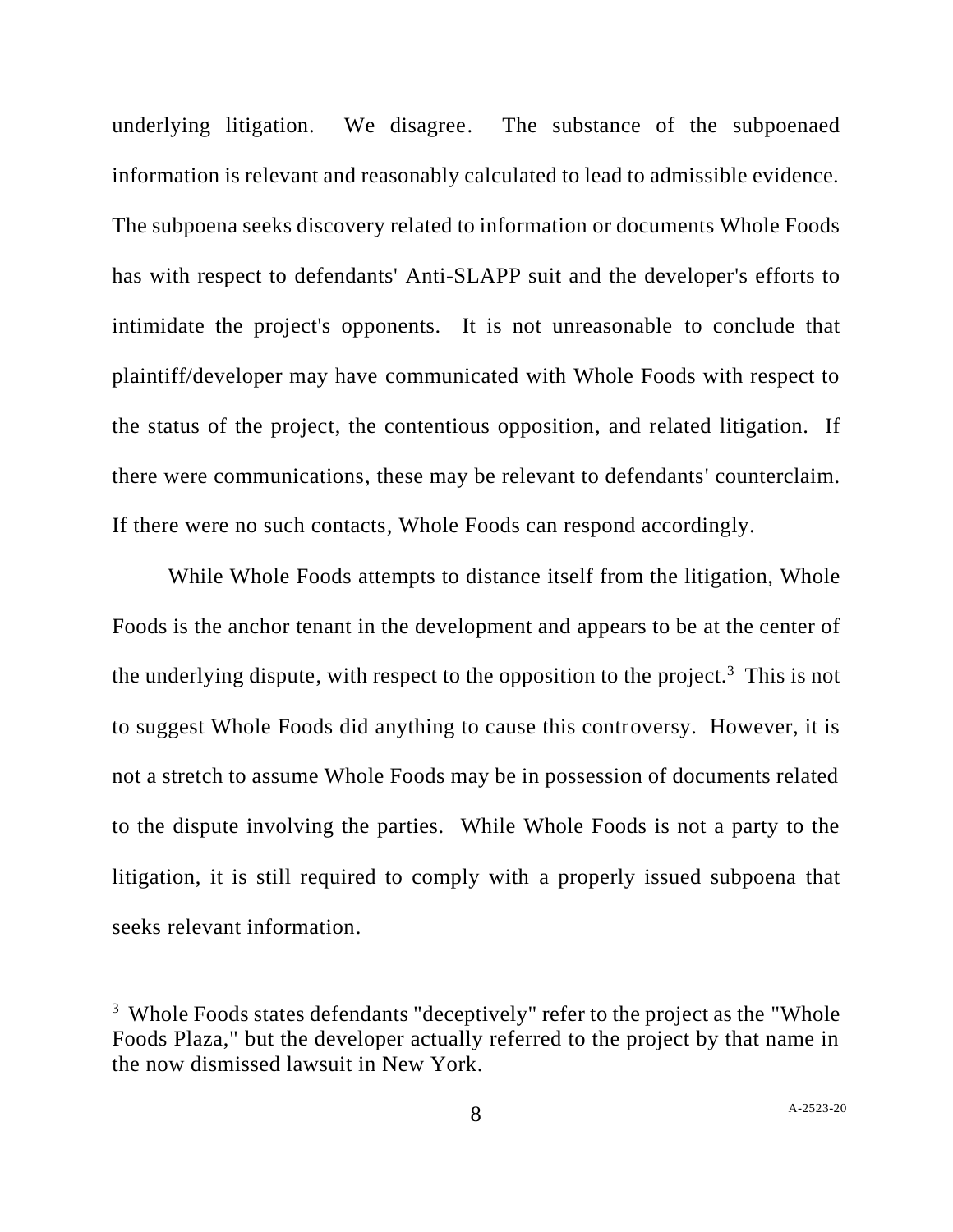underlying litigation. We disagree. The substance of the subpoenaed information is relevant and reasonably calculated to lead to admissible evidence. The subpoena seeks discovery related to information or documents Whole Foods has with respect to defendants' Anti-SLAPP suit and the developer's efforts to intimidate the project's opponents. It is not unreasonable to conclude that plaintiff/developer may have communicated with Whole Foods with respect to the status of the project, the contentious opposition, and related litigation. If there were communications, these may be relevant to defendants' counterclaim. If there were no such contacts, Whole Foods can respond accordingly.

While Whole Foods attempts to distance itself from the litigation, Whole Foods is the anchor tenant in the development and appears to be at the center of the underlying dispute, with respect to the opposition to the project.[3] This is not to suggest Whole Foods did anything to cause this controversy. However, it is not a stretch to assume Whole Foods may be in possession of documents related to the dispute involving the parties. While Whole Foods is not a party to the litigation, it is still required to comply with a properly issued subpoena that seeks relevant information.

---

[3] Whole Foods states defendants "deceptively" refer to the project as the "Whole Foods Plaza," but the developer actually referred to the project by that name in the now dismissed lawsuit in New York.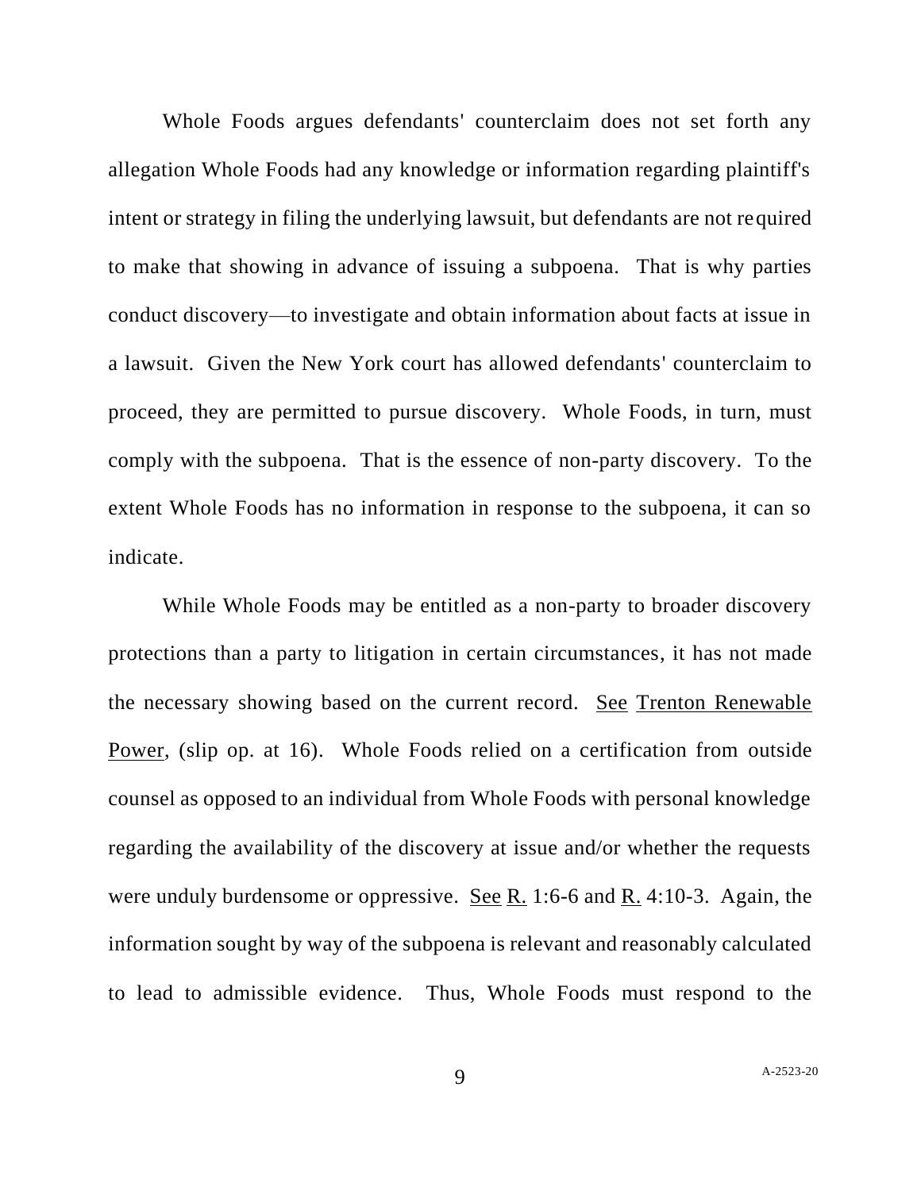Whole Foods argues defendants' counterclaim does not set forth any allegation Whole Foods had any knowledge or information regarding plaintiff's intent or strategy in filing the underlying lawsuit, but defendants are not required to make that showing in advance of issuing a subpoena. That is why parties conduct discovery—to investigate and obtain information about facts at issue in a lawsuit. Given the New York court has allowed defendants' counterclaim to proceed, they are permitted to pursue discovery. Whole Foods, in turn, must comply with the subpoena. That is the essence of non-party discovery. To the extent Whole Foods has no information in response to the subpoena, it can so indicate.

While Whole Foods may be entitled as a non-party to broader discovery protections than a party to litigation in certain circumstances, it has not made the necessary showing based on the current record. See Trenton Renewable Power, (slip op. at 16). Whole Foods relied on a certification from outside counsel as opposed to an individual from Whole Foods with personal knowledge regarding the availability of the discovery at issue and/or whether the requests were unduly burdensome or oppressive. See R. 1:6-6 and R. 4:10-3. Again, the information sought by way of the subpoena is relevant and reasonably calculated to lead to admissible evidence. Thus, Whole Foods must respond to the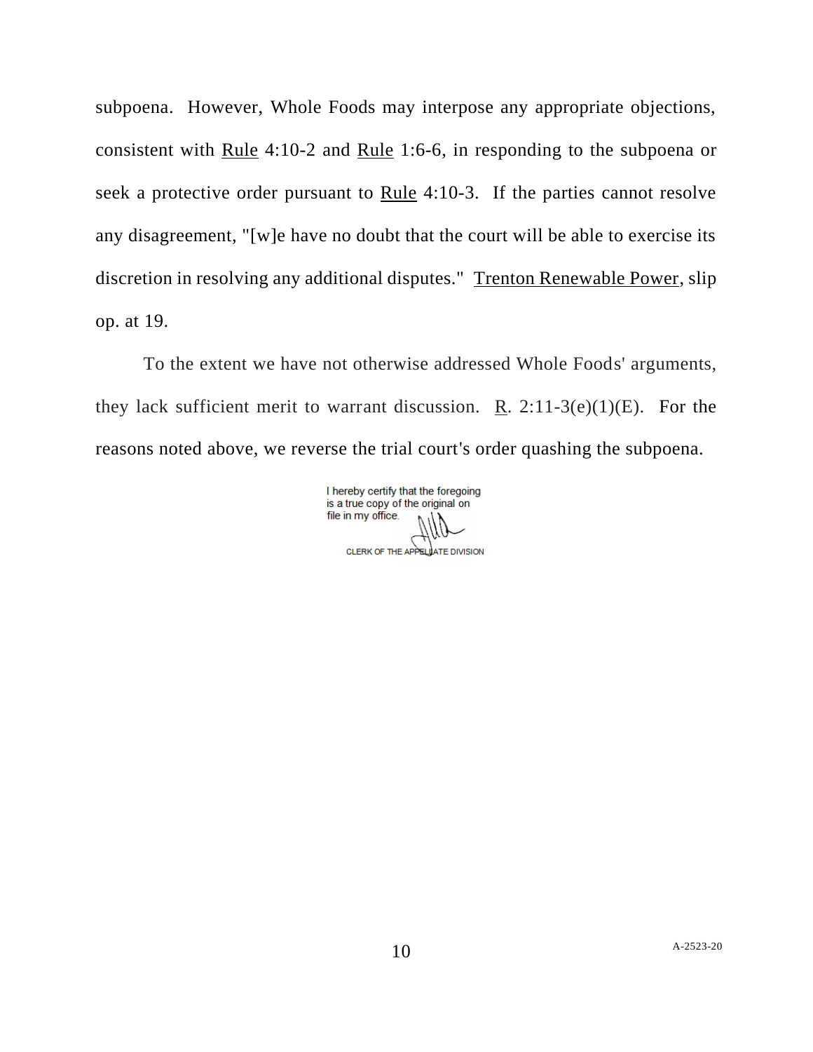subpoena. However, Whole Foods may interpose any appropriate objections, consistent with Rule 4:10-2 and Rule 1:6-6, in responding to the subpoena or seek a protective order pursuant to Rule 4:10-3. If the parties cannot resolve any disagreement, "[w]e have no doubt that the court will be able to exercise its discretion in resolving any additional disputes." Trenton Renewable Power, slip op. at 19.

To the extent we have not otherwise addressed Whole Foods' arguments, they lack sufficient merit to warrant discussion. R. 2:11-3(e)(1)(E). For the reasons noted above, we reverse the trial court's order quashing the subpoena.

I hereby certify that the foregoing is a true copy of the original on file in my office.

CLERK OF THE APPELLATE DIVISION